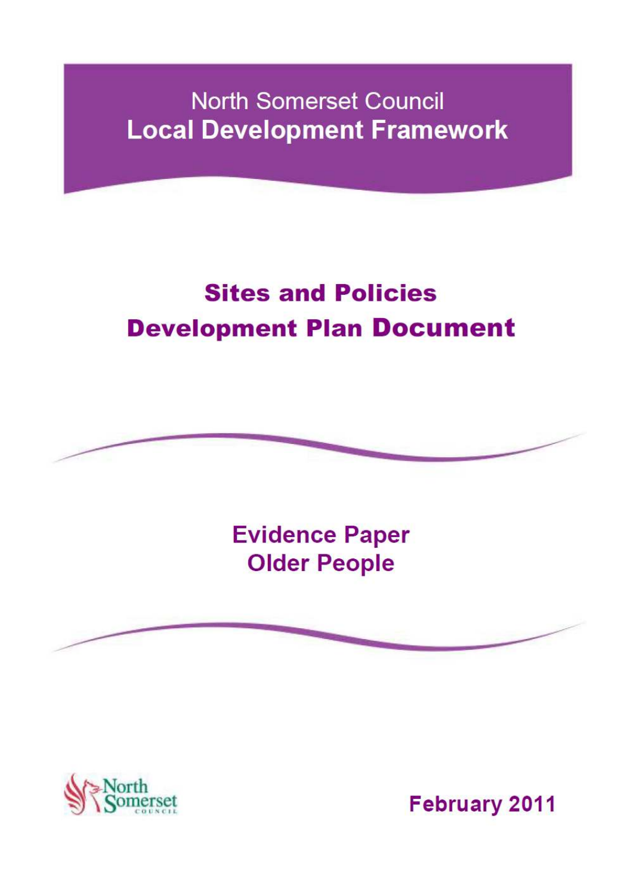North Somerset Council
**Local Development Framework**

# Sites and Policies Development Plan Document

## Evidence Paper Older People

North Somerset Council

February 2011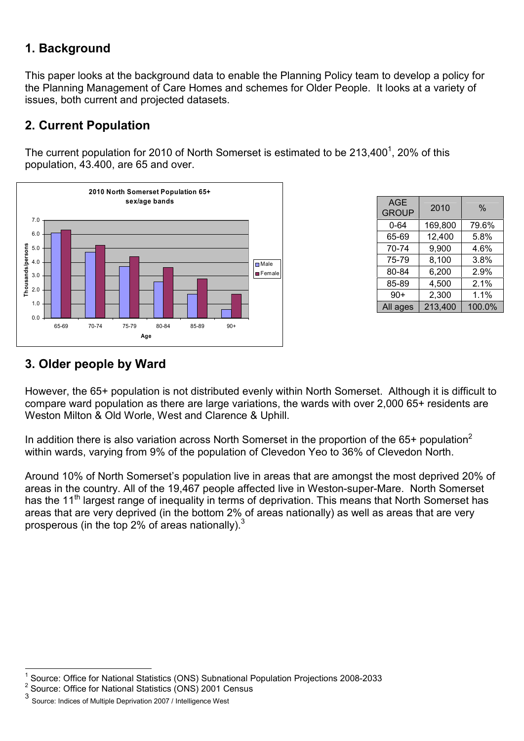## 1. Background

This paper looks at the background data to enable the Planning Policy team to develop a policy for the Planning Management of Care Homes and schemes for Older People. It looks at a variety of issues, both current and projected datasets.

## 2. Current Population

The current population for 2010 of North Somerset is estimated to be 213,400[1], 20% of this population, 43.400, are 65 and over.

| AGE GROUP | 2010 | % |
|---|---|---|
| 0-64 | 169,800 | 79.6% |
| 65-69 | 12,400 | 5.8% |
| 70-74 | 9,900 | 4.6% |
| 75-79 | 8,100 | 3.8% |
| 80-84 | 6,200 | 2.9% |
| 85-89 | 4,500 | 2.1% |
| 90+ | 2,300 | 1.1% |
| All ages | 213,400 | 100.0% |

## 3. Older people by Ward

However, the 65+ population is not distributed evenly within North Somerset. Although it is difficult to compare ward population as there are large variations, the wards with over 2,000 65+ residents are Weston Milton & Old Worle, West and Clarence & Uphill.

In addition there is also variation across North Somerset in the proportion of the 65+ population[2] within wards, varying from 9% of the population of Clevedon Yeo to 36% of Clevedon North.

Around 10% of North Somerset's population live in areas that are amongst the most deprived 20% of areas in the country. All of the 19,467 people affected live in Weston-super-Mare. North Somerset has the 11th largest range of inequality in terms of deprivation. This means that North Somerset has areas that are very deprived (in the bottom 2% of areas nationally) as well as areas that are very prosperous (in the top 2% of areas nationally).[3]

---

[1] Source: Office for National Statistics (ONS) Subnational Population Projections 2008-2033

[2] Source: Office for National Statistics (ONS) 2001 Census

[3] Source: Indices of Multiple Deprivation 2007 / Intelligence West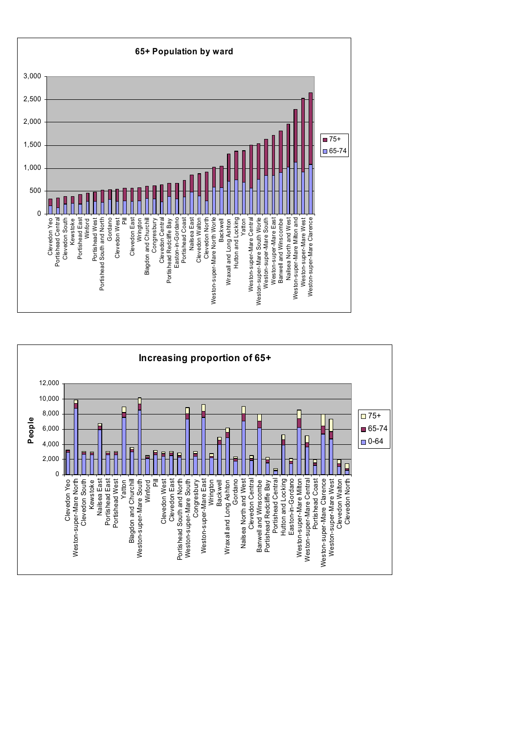## 65+ Population by ward

Legend: 75+, 65-74

Y-axis: 0, 500, 1,000, 1,500, 2,000, 2,500, 3,000

Wards: Clevedon Yeo, Portishead Central, Clevedon South, Kewstoke, Portishead East, Winford, Portishead West, Portishead South and North, Gordano, Clevedon West, Pill, Clevedon East, Wrington, Blagdon and Churchill, Congresbury, Clevedon Central, Portishead Redcliffe Bay, Easton-in-Gordano, Portishead Coast, Nailsea East, Clevedon Walton, Clevedon North, Weston-super-Mare North Worle, Backwell, Wraxall and Long Ashton, Hutton and Locking, Yatton, Weston-super-Mare Central, Weston-super-Mare South Worle, Weston-super-Mare South, Weston-super-Mare East, Banwell and Winscombe, Nailsea North and West, Weston-super-Mare Milton and, Weston-super-Mare West, Weston-super-Mare Clarence

## Increasing proportion of 65+

Legend: 75+, 65-74, 0-64

Y-axis: People — 0, 2,000, 4,000, 6,000, 8,000, 10,000, 12,000

Wards: Clevedon Yeo, Weston-super-Mare North, Clevedon South, Kewstoke, Nailsea East, Portishead East, Portishead West, Yatton, Blagdon and Churchill, Weston-super-Mare South, Winford, Pill, Clevedon West, Clevedon East, Portishead South and North, Weston-super-Mare South, Congresbury, Weston-super-Mare East, Wrington, Backwell, Wraxall and Long Ashton, Gordano, Nailsea North and West, Clevedon Central, Banwell and Winscombe, Portishead Redcliffe Bay, Portishead Central, Hutton and Locking, Easton-in-Gordano, Weston-super-Mare Milton, Weston-super-Mare Central, Portishead Coast, Weston-super-Mare Clarence, Weston-super-Mare West, Clevedon Walton, Clevedon North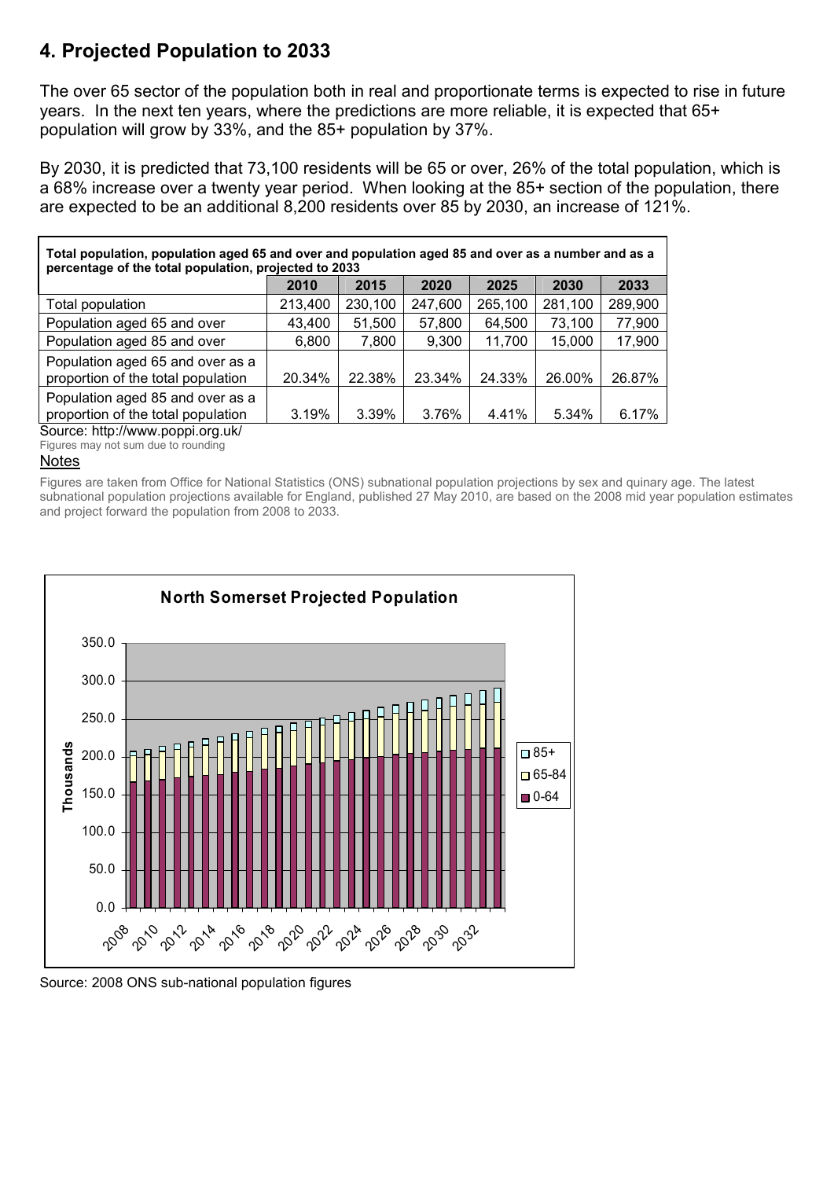## 4. Projected Population to 2033

The over 65 sector of the population both in real and proportionate terms is expected to rise in future years. In the next ten years, where the predictions are more reliable, it is expected that 65+ population will grow by 33%, and the 85+ population by 37%.

By 2030, it is predicted that 73,100 residents will be 65 or over, 26% of the total population, which is a 68% increase over a twenty year period. When looking at the 85+ section of the population, there are expected to be an additional 8,200 residents over 85 by 2030, an increase of 121%.

**Total population, population aged 65 and over and population aged 85 and over as a number and as a percentage of the total population, projected to 2033**

| | 2010 | 2015 | 2020 | 2025 | 2030 | 2033 |
|---|---|---|---|---|---|---|
| Total population | 213,400 | 230,100 | 247,600 | 265,100 | 281,100 | 289,900 |
| Population aged 65 and over | 43,400 | 51,500 | 57,800 | 64,500 | 73,100 | 77,900 |
| Population aged 85 and over | 6,800 | 7,800 | 9,300 | 11,700 | 15,000 | 17,900 |
| Population aged 65 and over as a proportion of the total population | 20.34% | 22.38% | 23.34% | 24.33% | 26.00% | 26.87% |
| Population aged 85 and over as a proportion of the total population | 3.19% | 3.39% | 3.76% | 4.41% | 5.34% | 6.17% |

Source: http://www.poppi.org.uk/

Figures may not sum due to rounding

Notes

Figures are taken from Office for National Statistics (ONS) subnational population projections by sex and quinary age. The latest subnational population projections available for England, published 27 May 2010, are based on the 2008 mid year population estimates and project forward the population from 2008 to 2033.

**North Somerset Projected Population**

Source: 2008 ONS sub-national population figures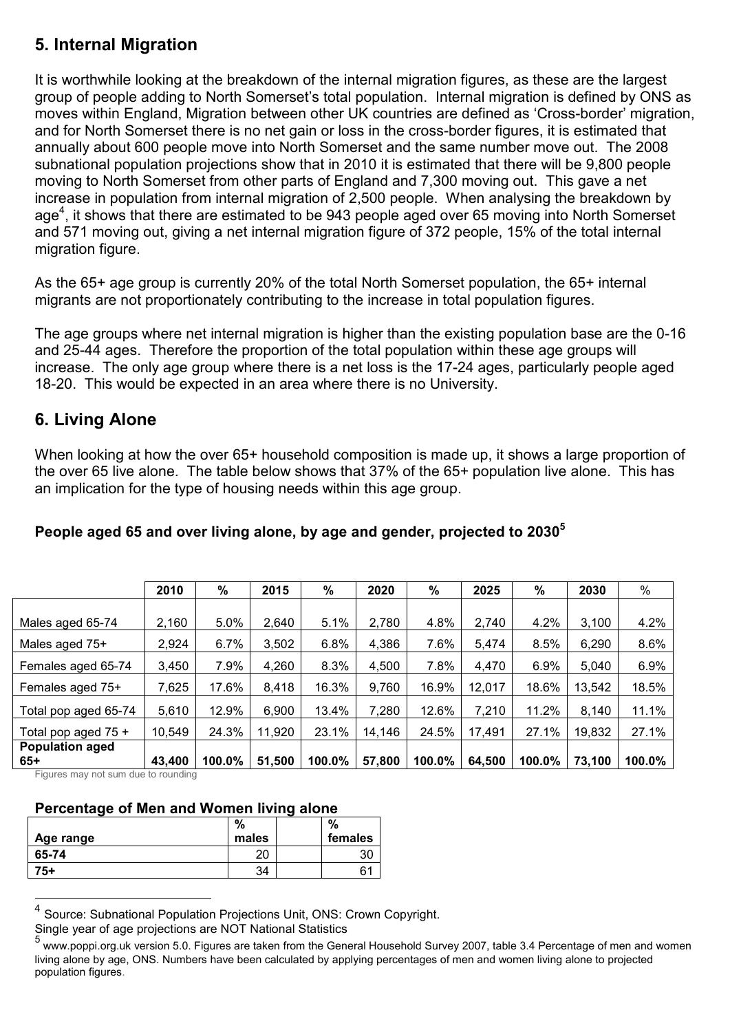## 5. Internal Migration

It is worthwhile looking at the breakdown of the internal migration figures, as these are the largest group of people adding to North Somerset's total population. Internal migration is defined by ONS as moves within England, Migration between other UK countries are defined as 'Cross-border' migration, and for North Somerset there is no net gain or loss in the cross-border figures, it is estimated that annually about 600 people move into North Somerset and the same number move out. The 2008 subnational population projections show that in 2010 it is estimated that there will be 9,800 people moving to North Somerset from other parts of England and 7,300 moving out. This gave a net increase in population from internal migration of 2,500 people. When analysing the breakdown by age[4], it shows that there are estimated to be 943 people aged over 65 moving into North Somerset and 571 moving out, giving a net internal migration figure of 372 people, 15% of the total internal migration figure.

As the 65+ age group is currently 20% of the total North Somerset population, the 65+ internal migrants are not proportionately contributing to the increase in total population figures.

The age groups where net internal migration is higher than the existing population base are the 0-16 and 25-44 ages. Therefore the proportion of the total population within these age groups will increase. The only age group where there is a net loss is the 17-24 ages, particularly people aged 18-20. This would be expected in an area where there is no University.

## 6. Living Alone

When looking at how the over 65+ household composition is made up, it shows a large proportion of the over 65 live alone. The table below shows that 37% of the 65+ population live alone. This has an implication for the type of housing needs within this age group.

### People aged 65 and over living alone, by age and gender, projected to 2030[5]

| | 2010 | % | 2015 | % | 2020 | % | 2025 | % | 2030 | % |
|---|---|---|---|---|---|---|---|---|---|---|
| Males aged 65-74 | 2,160 | 5.0% | 2,640 | 5.1% | 2,780 | 4.8% | 2,740 | 4.2% | 3,100 | 4.2% |
| Males aged 75+ | 2,924 | 6.7% | 3,502 | 6.8% | 4,386 | 7.6% | 5,474 | 8.5% | 6,290 | 8.6% |
| Females aged 65-74 | 3,450 | 7.9% | 4,260 | 8.3% | 4,500 | 7.8% | 4,470 | 6.9% | 5,040 | 6.9% |
| Females aged 75+ | 7,625 | 17.6% | 8,418 | 16.3% | 9,760 | 16.9% | 12,017 | 18.6% | 13,542 | 18.5% |
| Total pop aged 65-74 | 5,610 | 12.9% | 6,900 | 13.4% | 7,280 | 12.6% | 7,210 | 11.2% | 8,140 | 11.1% |
| Total pop aged 75 + | 10,549 | 24.3% | 11,920 | 23.1% | 14,146 | 24.5% | 17,491 | 27.1% | 19,832 | 27.1% |
| **Population aged 65+** | **43,400** | **100.0%** | **51,500** | **100.0%** | **57,800** | **100.0%** | **64,500** | **100.0%** | **73,100** | **100.0%** |

Figures may not sum due to rounding

### Percentage of Men and Women living alone

| Age range | % males | | % females |
|---|---|---|---|
| **65-74** | 20 | | 30 |
| **75+** | 34 | | 61 |

---

[4] Source: Subnational Population Projections Unit, ONS: Crown Copyright.
Single year of age projections are NOT National Statistics

[5] www.poppi.org.uk version 5.0. Figures are taken from the General Household Survey 2007, table 3.4 Percentage of men and women living alone by age, ONS. Numbers have been calculated by applying percentages of men and women living alone to projected population figures.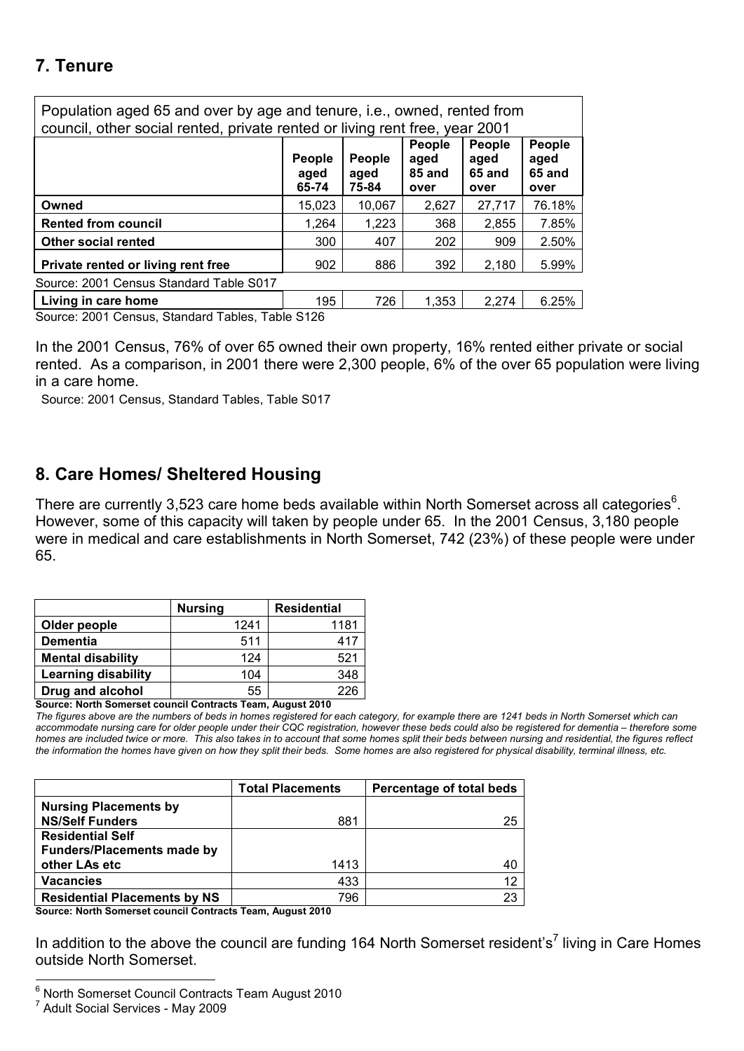## 7. Tenure

| Population aged 65 and over by age and tenure, i.e., owned, rented from council, other social rented, private rented or living rent free, year 2001 | | | | | |
|---|---|---|---|---|---|
| | People aged 65-74 | People aged 75-84 | People aged 85 and over | People aged 65 and over | People aged 65 and over |
| **Owned** | 15,023 | 10,067 | 2,627 | 27,717 | 76.18% |
| **Rented from council** | 1,264 | 1,223 | 368 | 2,855 | 7.85% |
| **Other social rented** | 300 | 407 | 202 | 909 | 2.50% |
| **Private rented or living rent free** | 902 | 886 | 392 | 2,180 | 5.99% |
| Source: 2001 Census Standard Table S017 | | | | | |
| **Living in care home** | 195 | 726 | 1,353 | 2,274 | 6.25% |

Source: 2001 Census, Standard Tables, Table S126

In the 2001 Census, 76% of over 65 owned their own property, 16% rented either private or social rented. As a comparison, in 2001 there were 2,300 people, 6% of the over 65 population were living in a care home.

Source: 2001 Census, Standard Tables, Table S017

## 8. Care Homes/ Sheltered Housing

There are currently 3,523 care home beds available within North Somerset across all categories[6]. However, some of this capacity will taken by people under 65. In the 2001 Census, 3,180 people were in medical and care establishments in North Somerset, 742 (23%) of these people were under 65.

| | Nursing | Residential |
|---|---|---|
| **Older people** | 1241 | 1181 |
| **Dementia** | 511 | 417 |
| **Mental disability** | 124 | 521 |
| **Learning disability** | 104 | 348 |
| **Drug and alcohol** | 55 | 226 |

**Source: North Somerset council Contracts Team, August 2010**

*The figures above are the numbers of beds in homes registered for each category, for example there are 1241 beds in North Somerset which can accommodate nursing care for older people under their CQC registration, however these beds could also be registered for dementia – therefore some homes are included twice or more. This also takes in to account that some homes split their beds between nursing and residential, the figures reflect the information the homes have given on how they split their beds. Some homes are also registered for physical disability, terminal illness, etc.*

| | Total Placements | Percentage of total beds |
|---|---|---|
| **Nursing Placements by NS/Self Funders** | 881 | 25 |
| **Residential Self Funders/Placements made by other LAs etc** | 1413 | 40 |
| **Vacancies** | 433 | 12 |
| **Residential Placements by NS** | 796 | 23 |

**Source: North Somerset council Contracts Team, August 2010**

In addition to the above the council are funding 164 North Somerset resident's[7] living in Care Homes outside North Somerset.

[6] North Somerset Council Contracts Team August 2010

[7] Adult Social Services - May 2009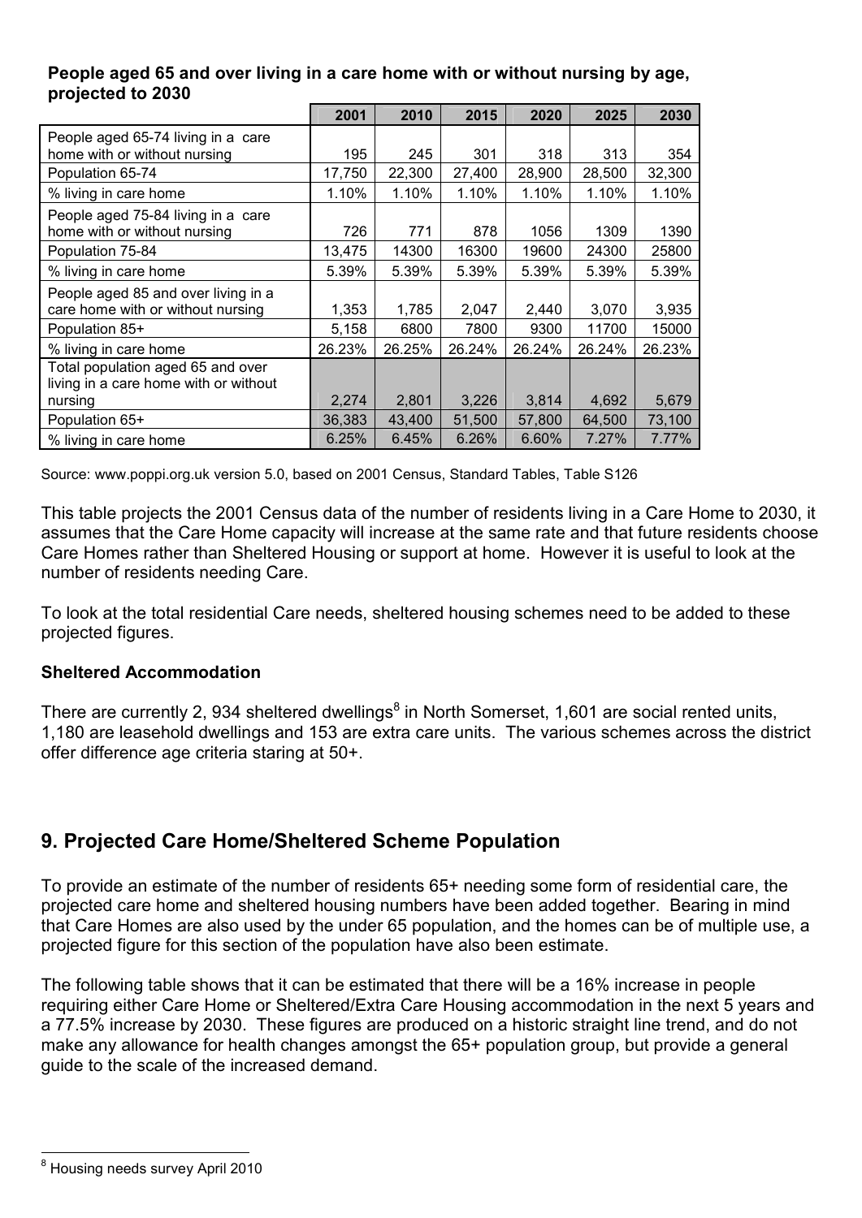**People aged 65 and over living in a care home with or without nursing by age, projected to 2030**

| | 2001 | 2010 | 2015 | 2020 | 2025 | 2030 |
|---|---|---|---|---|---|---|
| People aged 65-74 living in a care home with or without nursing | 195 | 245 | 301 | 318 | 313 | 354 |
| Population 65-74 | 17,750 | 22,300 | 27,400 | 28,900 | 28,500 | 32,300 |
| % living in care home | 1.10% | 1.10% | 1.10% | 1.10% | 1.10% | 1.10% |
| People aged 75-84 living in a care home with or without nursing | 726 | 771 | 878 | 1056 | 1309 | 1390 |
| Population 75-84 | 13,475 | 14300 | 16300 | 19600 | 24300 | 25800 |
| % living in care home | 5.39% | 5.39% | 5.39% | 5.39% | 5.39% | 5.39% |
| People aged 85 and over living in a care home with or without nursing | 1,353 | 1,785 | 2,047 | 2,440 | 3,070 | 3,935 |
| Population 85+ | 5,158 | 6800 | 7800 | 9300 | 11700 | 15000 |
| % living in care home | 26.23% | 26.25% | 26.24% | 26.24% | 26.24% | 26.23% |
| Total population aged 65 and over living in a care home with or without nursing | 2,274 | 2,801 | 3,226 | 3,814 | 4,692 | 5,679 |
| Population 65+ | 36,383 | 43,400 | 51,500 | 57,800 | 64,500 | 73,100 |
| % living in care home | 6.25% | 6.45% | 6.26% | 6.60% | 7.27% | 7.77% |

Source: www.poppi.org.uk version 5.0, based on 2001 Census, Standard Tables, Table S126

This table projects the 2001 Census data of the number of residents living in a Care Home to 2030, it assumes that the Care Home capacity will increase at the same rate and that future residents choose Care Homes rather than Sheltered Housing or support at home. However it is useful to look at the number of residents needing Care.

To look at the total residential Care needs, sheltered housing schemes need to be added to these projected figures.

### Sheltered Accommodation

There are currently 2, 934 sheltered dwellings[8] in North Somerset, 1,601 are social rented units, 1,180 are leasehold dwellings and 153 are extra care units. The various schemes across the district offer difference age criteria staring at 50+.

## 9. Projected Care Home/Sheltered Scheme Population

To provide an estimate of the number of residents 65+ needing some form of residential care, the projected care home and sheltered housing numbers have been added together. Bearing in mind that Care Homes are also used by the under 65 population, and the homes can be of multiple use, a projected figure for this section of the population have also been estimate.

The following table shows that it can be estimated that there will be a 16% increase in people requiring either Care Home or Sheltered/Extra Care Housing accommodation in the next 5 years and a 77.5% increase by 2030. These figures are produced on a historic straight line trend, and do not make any allowance for health changes amongst the 65+ population group, but provide a general guide to the scale of the increased demand.

[8] Housing needs survey April 2010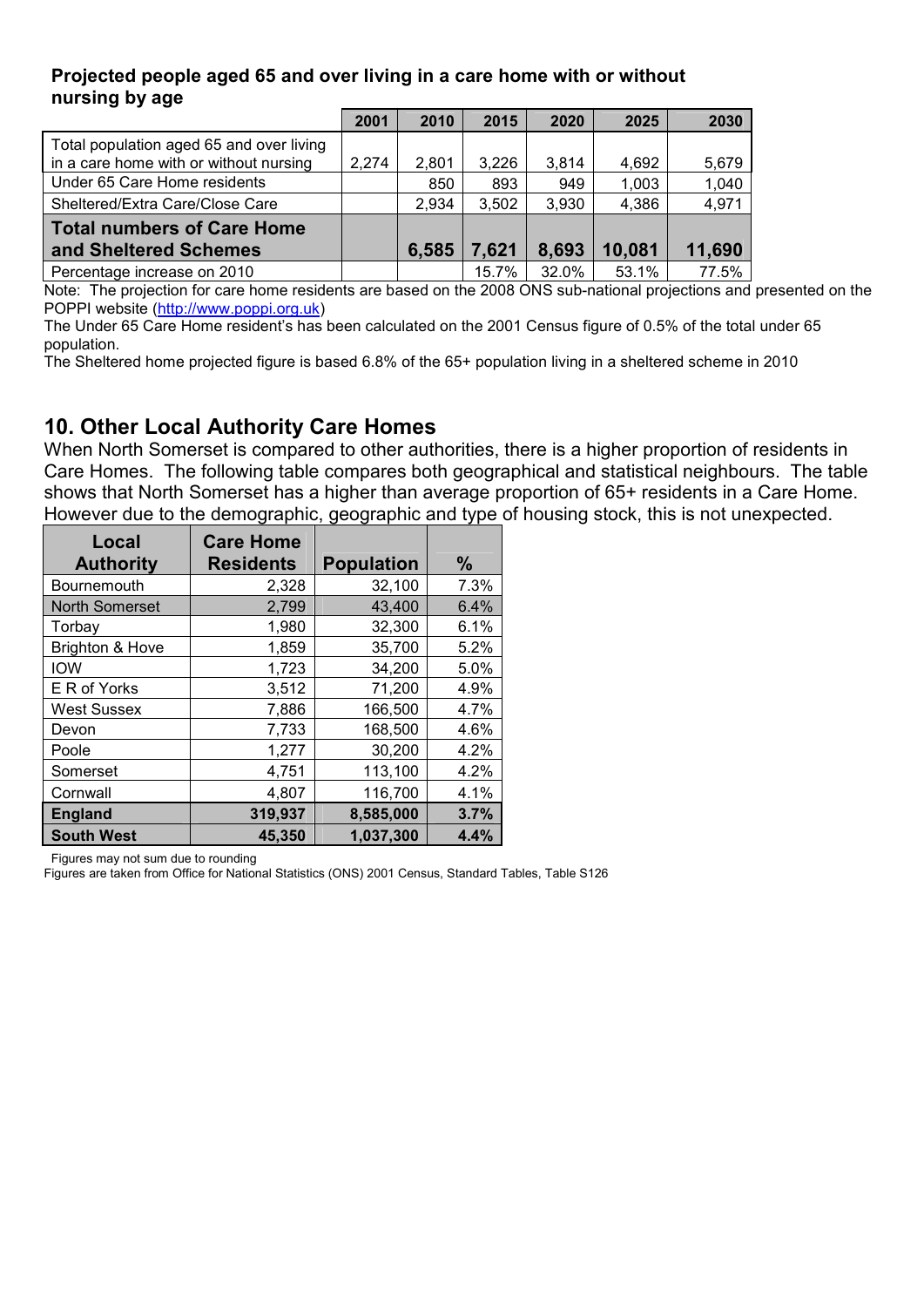**Projected people aged 65 and over living in a care home with or without nursing by age**

| | 2001 | 2010 | 2015 | 2020 | 2025 | 2030 |
|---|---|---|---|---|---|---|
| Total population aged 65 and over living in a care home with or without nursing | 2,274 | 2,801 | 3,226 | 3,814 | 4,692 | 5,679 |
| Under 65 Care Home residents | | 850 | 893 | 949 | 1,003 | 1,040 |
| Sheltered/Extra Care/Close Care | | 2,934 | 3,502 | 3,930 | 4,386 | 4,971 |
| **Total numbers of Care Home and Sheltered Schemes** | | **6,585** | **7,621** | **8,693** | **10,081** | **11,690** |
| Percentage increase on 2010 | | | 15.7% | 32.0% | 53.1% | 77.5% |

Note: The projection for care home residents are based on the 2008 ONS sub-national projections and presented on the POPPI website (http://www.poppi.org.uk)

The Under 65 Care Home resident's has been calculated on the 2001 Census figure of 0.5% of the total under 65 population.

The Sheltered home projected figure is based 6.8% of the 65+ population living in a sheltered scheme in 2010

## 10. Other Local Authority Care Homes

When North Somerset is compared to other authorities, there is a higher proportion of residents in Care Homes. The following table compares both geographical and statistical neighbours. The table shows that North Somerset has a higher than average proportion of 65+ residents in a Care Home. However due to the demographic, geographic and type of housing stock, this is not unexpected.

| Local Authority | Care Home Residents | Population | % |
|---|---|---|---|
| Bournemouth | 2,328 | 32,100 | 7.3% |
| North Somerset | 2,799 | 43,400 | 6.4% |
| Torbay | 1,980 | 32,300 | 6.1% |
| Brighton & Hove | 1,859 | 35,700 | 5.2% |
| IOW | 1,723 | 34,200 | 5.0% |
| E R of Yorks | 3,512 | 71,200 | 4.9% |
| West Sussex | 7,886 | 166,500 | 4.7% |
| Devon | 7,733 | 168,500 | 4.6% |
| Poole | 1,277 | 30,200 | 4.2% |
| Somerset | 4,751 | 113,100 | 4.2% |
| Cornwall | 4,807 | 116,700 | 4.1% |
| **England** | **319,937** | **8,585,000** | **3.7%** |
| **South West** | **45,350** | **1,037,300** | **4.4%** |

Figures may not sum due to rounding

Figures are taken from Office for National Statistics (ONS) 2001 Census, Standard Tables, Table S126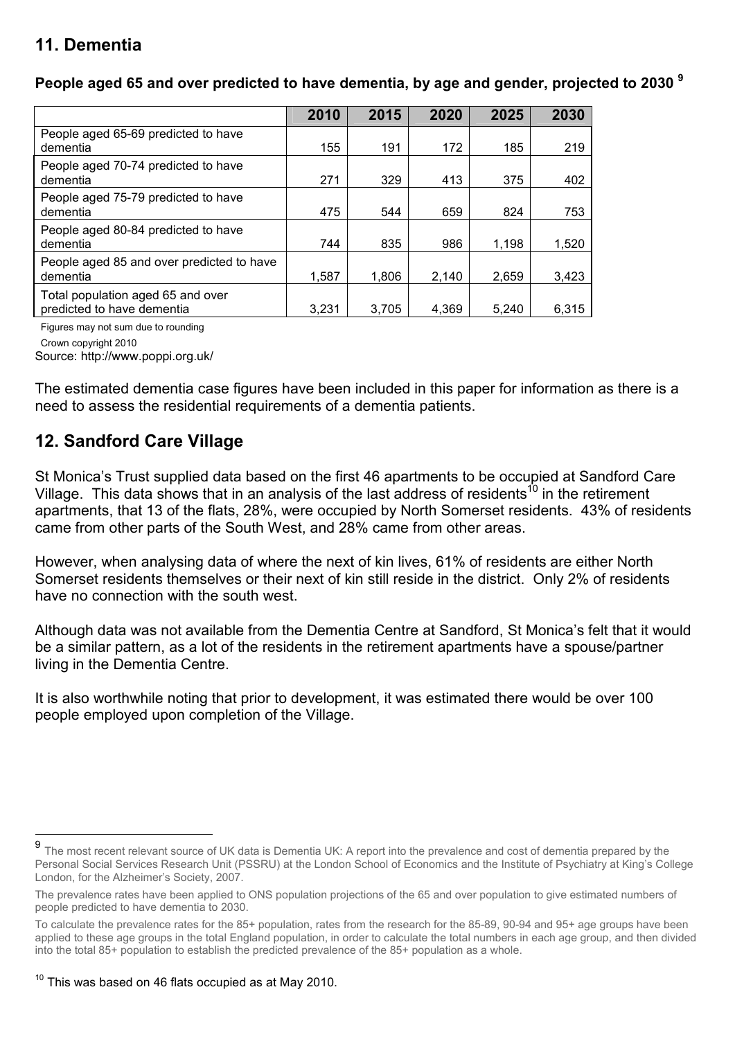## 11. Dementia

**People aged 65 and over predicted to have dementia, by age and gender, projected to 2030 [9]**

| | 2010 | 2015 | 2020 | 2025 | 2030 |
|---|---|---|---|---|---|
| People aged 65-69 predicted to have dementia | 155 | 191 | 172 | 185 | 219 |
| People aged 70-74 predicted to have dementia | 271 | 329 | 413 | 375 | 402 |
| People aged 75-79 predicted to have dementia | 475 | 544 | 659 | 824 | 753 |
| People aged 80-84 predicted to have dementia | 744 | 835 | 986 | 1,198 | 1,520 |
| People aged 85 and over predicted to have dementia | 1,587 | 1,806 | 2,140 | 2,659 | 3,423 |
| Total population aged 65 and over predicted to have dementia | 3,231 | 3,705 | 4,369 | 5,240 | 6,315 |

Figures may not sum due to rounding

Crown copyright 2010

Source: http://www.poppi.org.uk/

The estimated dementia case figures have been included in this paper for information as there is a need to assess the residential requirements of a dementia patients.

## 12. Sandford Care Village

St Monica's Trust supplied data based on the first 46 apartments to be occupied at Sandford Care Village. This data shows that in an analysis of the last address of residents[10] in the retirement apartments, that 13 of the flats, 28%, were occupied by North Somerset residents. 43% of residents came from other parts of the South West, and 28% came from other areas.

However, when analysing data of where the next of kin lives, 61% of residents are either North Somerset residents themselves or their next of kin still reside in the district. Only 2% of residents have no connection with the south west.

Although data was not available from the Dementia Centre at Sandford, St Monica's felt that it would be a similar pattern, as a lot of the residents in the retirement apartments have a spouse/partner living in the Dementia Centre.

It is also worthwhile noting that prior to development, it was estimated there would be over 100 people employed upon completion of the Village.

---

[9] The most recent relevant source of UK data is Dementia UK: A report into the prevalence and cost of dementia prepared by the Personal Social Services Research Unit (PSSRU) at the London School of Economics and the Institute of Psychiatry at King's College London, for the Alzheimer's Society, 2007.

The prevalence rates have been applied to ONS population projections of the 65 and over population to give estimated numbers of people predicted to have dementia to 2030.

To calculate the prevalence rates for the 85+ population, rates from the research for the 85-89, 90-94 and 95+ age groups have been applied to these age groups in the total England population, in order to calculate the total numbers in each age group, and then divided into the total 85+ population to establish the predicted prevalence of the 85+ population as a whole.

[10] This was based on 46 flats occupied as at May 2010.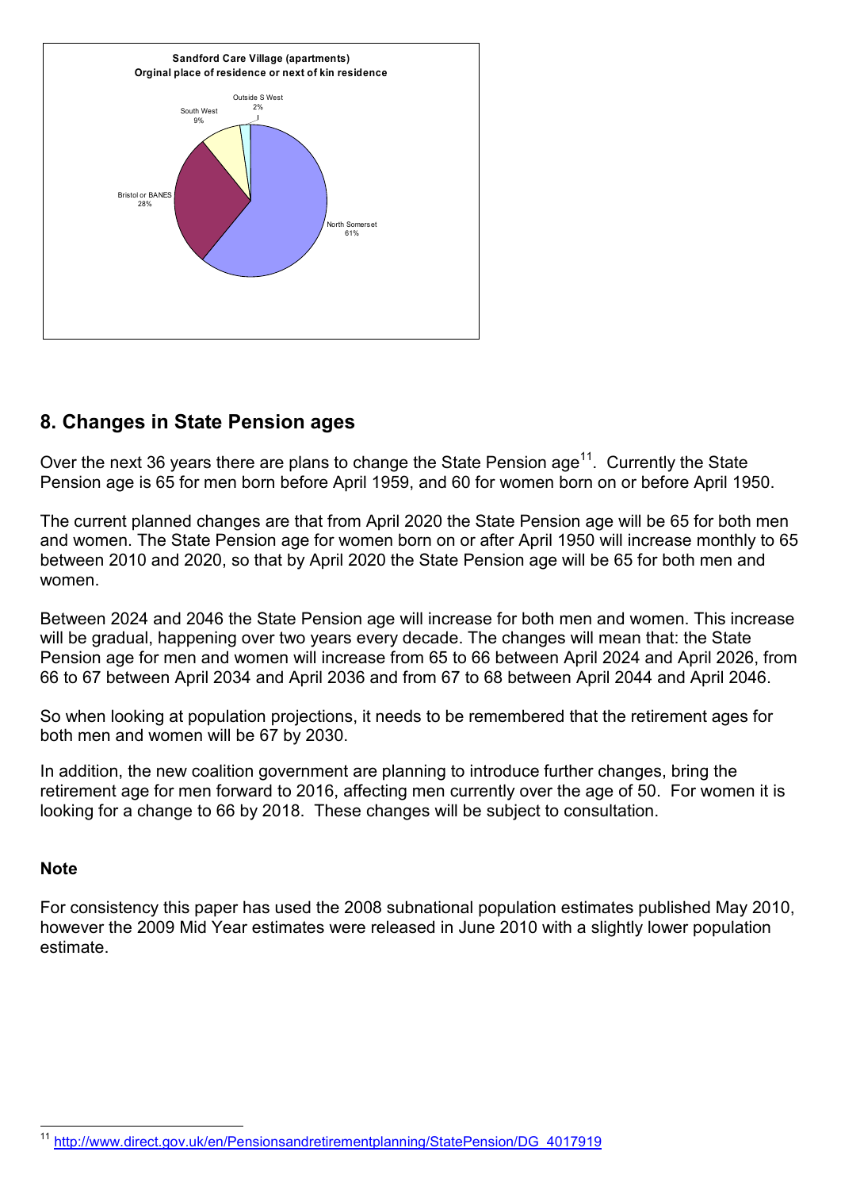**Sandford Care Village (apartments)**
**Orginal place of residence or next of kin residence**

- North Somerset 61%
- Bristol or BANES 28%
- South West 9%
- Outside S West 2%

## 8. Changes in State Pension ages

Over the next 36 years there are plans to change the State Pension age[11]. Currently the State Pension age is 65 for men born before April 1959, and 60 for women born on or before April 1950.

The current planned changes are that from April 2020 the State Pension age will be 65 for both men and women. The State Pension age for women born on or after April 1950 will increase monthly to 65 between 2010 and 2020, so that by April 2020 the State Pension age will be 65 for both men and women.

Between 2024 and 2046 the State Pension age will increase for both men and women. This increase will be gradual, happening over two years every decade. The changes will mean that: the State Pension age for men and women will increase from 65 to 66 between April 2024 and April 2026, from 66 to 67 between April 2034 and April 2036 and from 67 to 68 between April 2044 and April 2046.

So when looking at population projections, it needs to be remembered that the retirement ages for both men and women will be 67 by 2030.

In addition, the new coalition government are planning to introduce further changes, bring the retirement age for men forward to 2016, affecting men currently over the age of 50. For women it is looking for a change to 66 by 2018. These changes will be subject to consultation.

**Note**

For consistency this paper has used the 2008 subnational population estimates published May 2010, however the 2009 Mid Year estimates were released in June 2010 with a slightly lower population estimate.

---

[11] http://www.direct.gov.uk/en/Pensionsandretirementplanning/StatePension/DG_4017919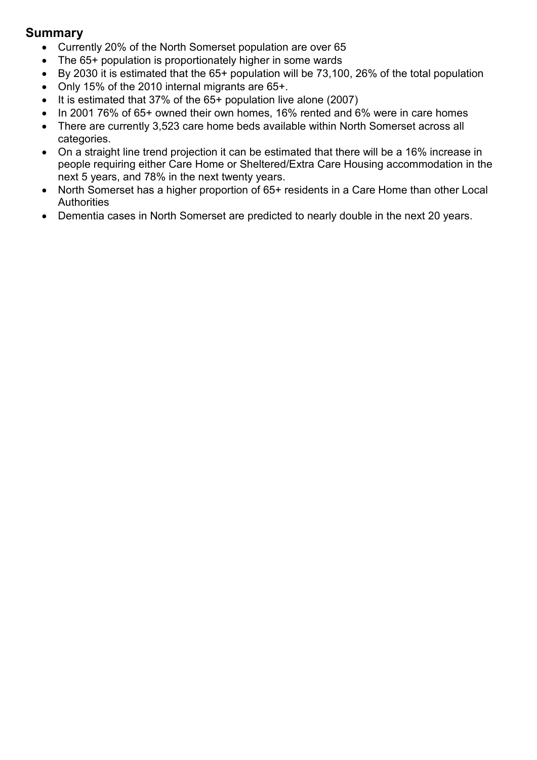## Summary

- Currently 20% of the North Somerset population are over 65
- The 65+ population is proportionately higher in some wards
- By 2030 it is estimated that the 65+ population will be 73,100, 26% of the total population
- Only 15% of the 2010 internal migrants are 65+.
- It is estimated that 37% of the 65+ population live alone (2007)
- In 2001 76% of 65+ owned their own homes, 16% rented and 6% were in care homes
- There are currently 3,523 care home beds available within North Somerset across all categories.
- On a straight line trend projection it can be estimated that there will be a 16% increase in people requiring either Care Home or Sheltered/Extra Care Housing accommodation in the next 5 years, and 78% in the next twenty years.
- North Somerset has a higher proportion of 65+ residents in a Care Home than other Local Authorities
- Dementia cases in North Somerset are predicted to nearly double in the next 20 years.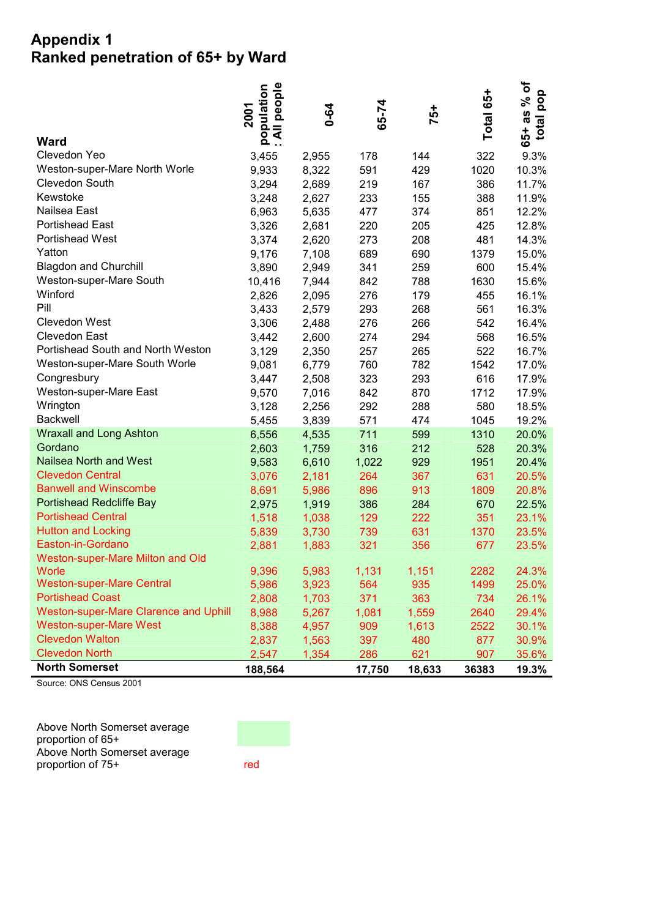# Appendix 1
## Ranked penetration of 65+ by Ward

| Ward | 2001 population : All people | 0-64 | 65-74 | 75+ | Total 65+ | 65+ as % of total pop |
|---|---|---|---|---|---|---|
| Clevedon Yeo | 3,455 | 2,955 | 178 | 144 | 322 | 9.3% |
| Weston-super-Mare North Worle | 9,933 | 8,322 | 591 | 429 | 1020 | 10.3% |
| Clevedon South | 3,294 | 2,689 | 219 | 167 | 386 | 11.7% |
| Kewstoke | 3,248 | 2,627 | 233 | 155 | 388 | 11.9% |
| Nailsea East | 6,963 | 5,635 | 477 | 374 | 851 | 12.2% |
| Portishead East | 3,326 | 2,681 | 220 | 205 | 425 | 12.8% |
| Portishead West | 3,374 | 2,620 | 273 | 208 | 481 | 14.3% |
| Yatton | 9,176 | 7,108 | 689 | 690 | 1379 | 15.0% |
| Blagdon and Churchill | 3,890 | 2,949 | 341 | 259 | 600 | 15.4% |
| Weston-super-Mare South | 10,416 | 7,944 | 842 | 788 | 1630 | 15.6% |
| Winford | 2,826 | 2,095 | 276 | 179 | 455 | 16.1% |
| Pill | 3,433 | 2,579 | 293 | 268 | 561 | 16.3% |
| Clevedon West | 3,306 | 2,488 | 276 | 266 | 542 | 16.4% |
| Clevedon East | 3,442 | 2,600 | 274 | 294 | 568 | 16.5% |
| Portishead South and North Weston | 3,129 | 2,350 | 257 | 265 | 522 | 16.7% |
| Weston-super-Mare South Worle | 9,081 | 6,779 | 760 | 782 | 1542 | 17.0% |
| Congresbury | 3,447 | 2,508 | 323 | 293 | 616 | 17.9% |
| Weston-super-Mare East | 9,570 | 7,016 | 842 | 870 | 1712 | 17.9% |
| Wrington | 3,128 | 2,256 | 292 | 288 | 580 | 18.5% |
| Backwell | 5,455 | 3,839 | 571 | 474 | 1045 | 19.2% |
| Wraxall and Long Ashton | 6,556 | 4,535 | 711 | 599 | 1310 | 20.0% |
| Gordano | 2,603 | 1,759 | 316 | 212 | 528 | 20.3% |
| Nailsea North and West | 9,583 | 6,610 | 1,022 | 929 | 1951 | 20.4% |
| Clevedon Central | 3,076 | 2,181 | 264 | 367 | 631 | 20.5% |
| Banwell and Winscombe | 8,691 | 5,986 | 896 | 913 | 1809 | 20.8% |
| Portishead Redcliffe Bay | 2,975 | 1,919 | 386 | 284 | 670 | 22.5% |
| Portishead Central | 1,518 | 1,038 | 129 | 222 | 351 | 23.1% |
| Hutton and Locking | 5,839 | 3,730 | 739 | 631 | 1370 | 23.5% |
| Easton-in-Gordano | 2,881 | 1,883 | 321 | 356 | 677 | 23.5% |
| Weston-super-Mare Milton and Old Worle | 9,396 | 5,983 | 1,131 | 1,151 | 2282 | 24.3% |
| Weston-super-Mare Central | 5,986 | 3,923 | 564 | 935 | 1499 | 25.0% |
| Portishead Coast | 2,808 | 1,703 | 371 | 363 | 734 | 26.1% |
| Weston-super-Mare Clarence and Uphill | 8,988 | 5,267 | 1,081 | 1,559 | 2640 | 29.4% |
| Weston-super-Mare West | 8,388 | 4,957 | 909 | 1,613 | 2522 | 30.1% |
| Clevedon Walton | 2,837 | 1,563 | 397 | 480 | 877 | 30.9% |
| Clevedon North | 2,547 | 1,354 | 286 | 621 | 907 | 35.6% |
| **North Somerset** | **188,564** | | **17,750** | **18,633** | **36383** | **19.3%** |

Source: ONS Census 2001

| Key | |
|---|---|
| Above North Somerset average proportion of 65+ | green shading |
| Above North Somerset average proportion of 75+ | red |

Green-shaded rows (above average 65+): Wraxall and Long Ashton through Clevedon North. Red text rows (above average 75+): Clevedon Central, Banwell and Winscombe, Portishead Central, Hutton and Locking, Easton-in-Gordano, Weston-super-Mare Milton and Old Worle, Weston-super-Mare Central, Portishead Coast, Weston-super-Mare Clarence and Uphill, Weston-super-Mare West, Clevedon Walton, Clevedon North.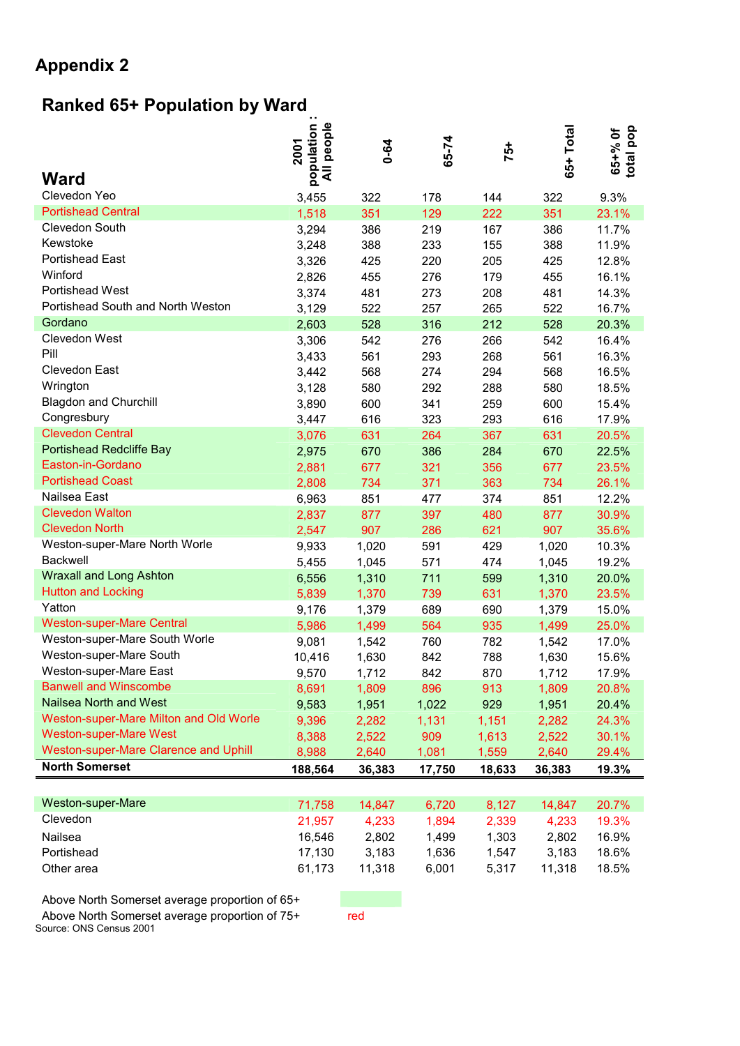# Appendix 2

## Ranked 65+ Population by Ward

| Ward | 2001 population : All people | 0-64 | 65-74 | 75+ | 65+ Total | 65+% 0f total pop |
|---|---|---|---|---|---|---|
| Clevedon Yeo | 3,455 | 322 | 178 | 144 | 322 | 9.3% |
| Portishead Central | 1,518 | 351 | 129 | 222 | 351 | 23.1% |
| Clevedon South | 3,294 | 386 | 219 | 167 | 386 | 11.7% |
| Kewstoke | 3,248 | 388 | 233 | 155 | 388 | 11.9% |
| Portishead East | 3,326 | 425 | 220 | 205 | 425 | 12.8% |
| Winford | 2,826 | 455 | 276 | 179 | 455 | 16.1% |
| Portishead West | 3,374 | 481 | 273 | 208 | 481 | 14.3% |
| Portishead South and North Weston | 3,129 | 522 | 257 | 265 | 522 | 16.7% |
| Gordano | 2,603 | 528 | 316 | 212 | 528 | 20.3% |
| Clevedon West | 3,306 | 542 | 276 | 266 | 542 | 16.4% |
| Pill | 3,433 | 561 | 293 | 268 | 561 | 16.3% |
| Clevedon East | 3,442 | 568 | 274 | 294 | 568 | 16.5% |
| Wrington | 3,128 | 580 | 292 | 288 | 580 | 18.5% |
| Blagdon and Churchill | 3,890 | 600 | 341 | 259 | 600 | 15.4% |
| Congresbury | 3,447 | 616 | 323 | 293 | 616 | 17.9% |
| Clevedon Central | 3,076 | 631 | 264 | 367 | 631 | 20.5% |
| Portishead Redcliffe Bay | 2,975 | 670 | 386 | 284 | 670 | 22.5% |
| Easton-in-Gordano | 2,881 | 677 | 321 | 356 | 677 | 23.5% |
| Portishead Coast | 2,808 | 734 | 371 | 363 | 734 | 26.1% |
| Nailsea East | 6,963 | 851 | 477 | 374 | 851 | 12.2% |
| Clevedon Walton | 2,837 | 877 | 397 | 480 | 877 | 30.9% |
| Clevedon North | 2,547 | 907 | 286 | 621 | 907 | 35.6% |
| Weston-super-Mare North Worle | 9,933 | 1,020 | 591 | 429 | 1,020 | 10.3% |
| Backwell | 5,455 | 1,045 | 571 | 474 | 1,045 | 19.2% |
| Wraxall and Long Ashton | 6,556 | 1,310 | 711 | 599 | 1,310 | 20.0% |
| Hutton and Locking | 5,839 | 1,370 | 739 | 631 | 1,370 | 23.5% |
| Yatton | 9,176 | 1,379 | 689 | 690 | 1,379 | 15.0% |
| Weston-super-Mare Central | 5,986 | 1,499 | 564 | 935 | 1,499 | 25.0% |
| Weston-super-Mare South Worle | 9,081 | 1,542 | 760 | 782 | 1,542 | 17.0% |
| Weston-super-Mare South | 10,416 | 1,630 | 842 | 788 | 1,630 | 15.6% |
| Weston-super-Mare East | 9,570 | 1,712 | 842 | 870 | 1,712 | 17.9% |
| Banwell and Winscombe | 8,691 | 1,809 | 896 | 913 | 1,809 | 20.8% |
| Nailsea North and West | 9,583 | 1,951 | 1,022 | 929 | 1,951 | 20.4% |
| Weston-super-Mare Milton and Old Worle | 9,396 | 2,282 | 1,131 | 1,151 | 2,282 | 24.3% |
| Weston-super-Mare West | 8,388 | 2,522 | 909 | 1,613 | 2,522 | 30.1% |
| Weston-super-Mare Clarence and Uphill | 8,988 | 2,640 | 1,081 | 1,559 | 2,640 | 29.4% |
| **North Somerset** | **188,564** | **36,383** | **17,750** | **18,633** | **36,383** | **19.3%** |

| Area | 2001 population : All people | 0-64 | 65-74 | 75+ | 65+ Total | 65+% 0f total pop |
|---|---|---|---|---|---|---|
| Weston-super-Mare | 71,758 | 14,847 | 6,720 | 8,127 | 14,847 | 20.7% |
| Clevedon | 21,957 | 4,233 | 1,894 | 2,339 | 4,233 | 19.3% |
| Nailsea | 16,546 | 2,802 | 1,499 | 1,303 | 2,802 | 16.9% |
| Portishead | 17,130 | 3,183 | 1,636 | 1,547 | 3,183 | 18.6% |
| Other area | 61,173 | 11,318 | 6,001 | 5,317 | 11,318 | 18.5% |

Above North Somerset average proportion of 65+ — green shading

Above North Somerset average proportion of 75+ — red

Source: ONS Census 2001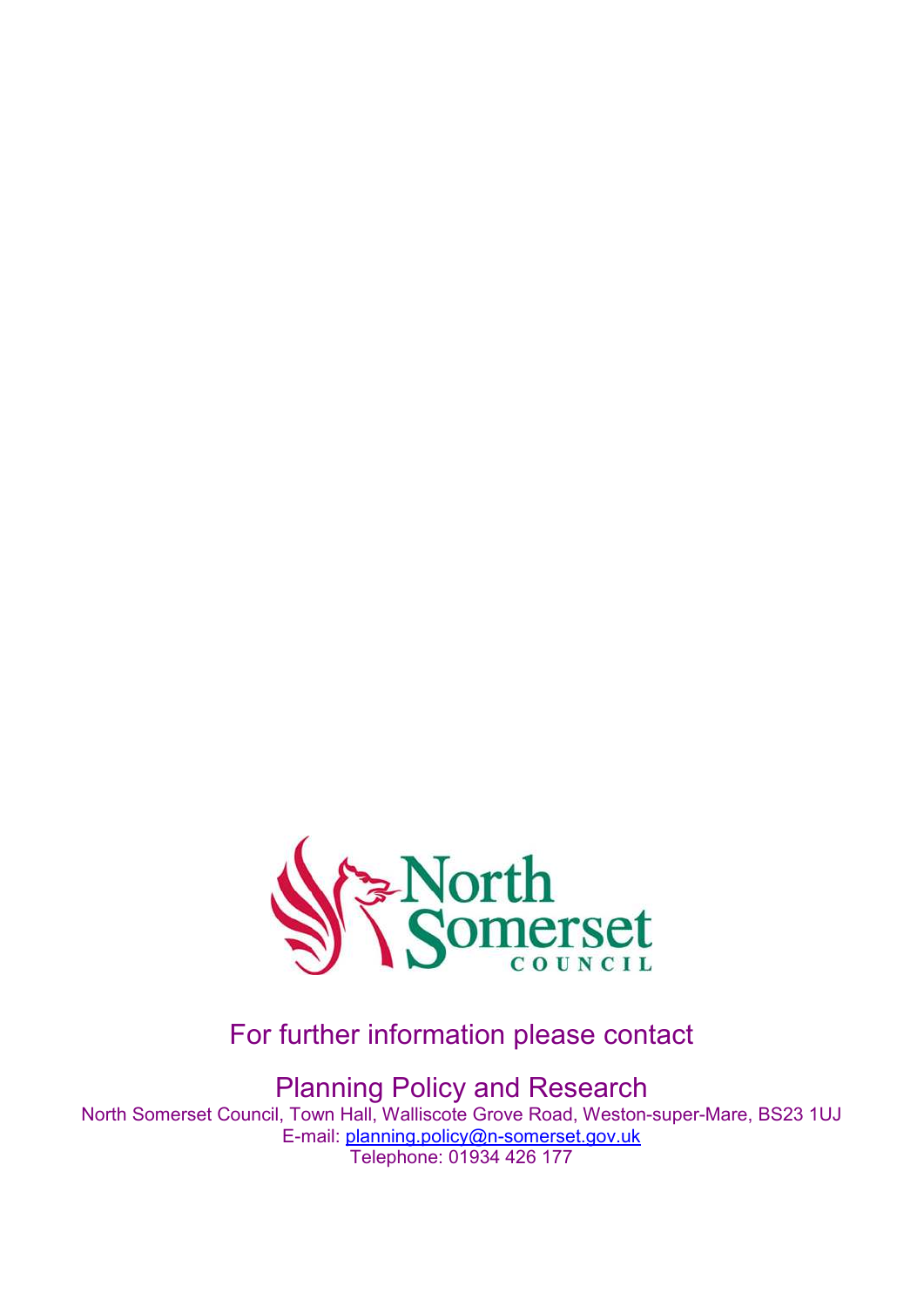North Somerset COUNCIL

For further information please contact

Planning Policy and Research

North Somerset Council, Town Hall, Walliscote Grove Road, Weston-super-Mare, BS23 1UJ
E-mail: planning.policy@n-somerset.gov.uk
Telephone: 01934 426 177